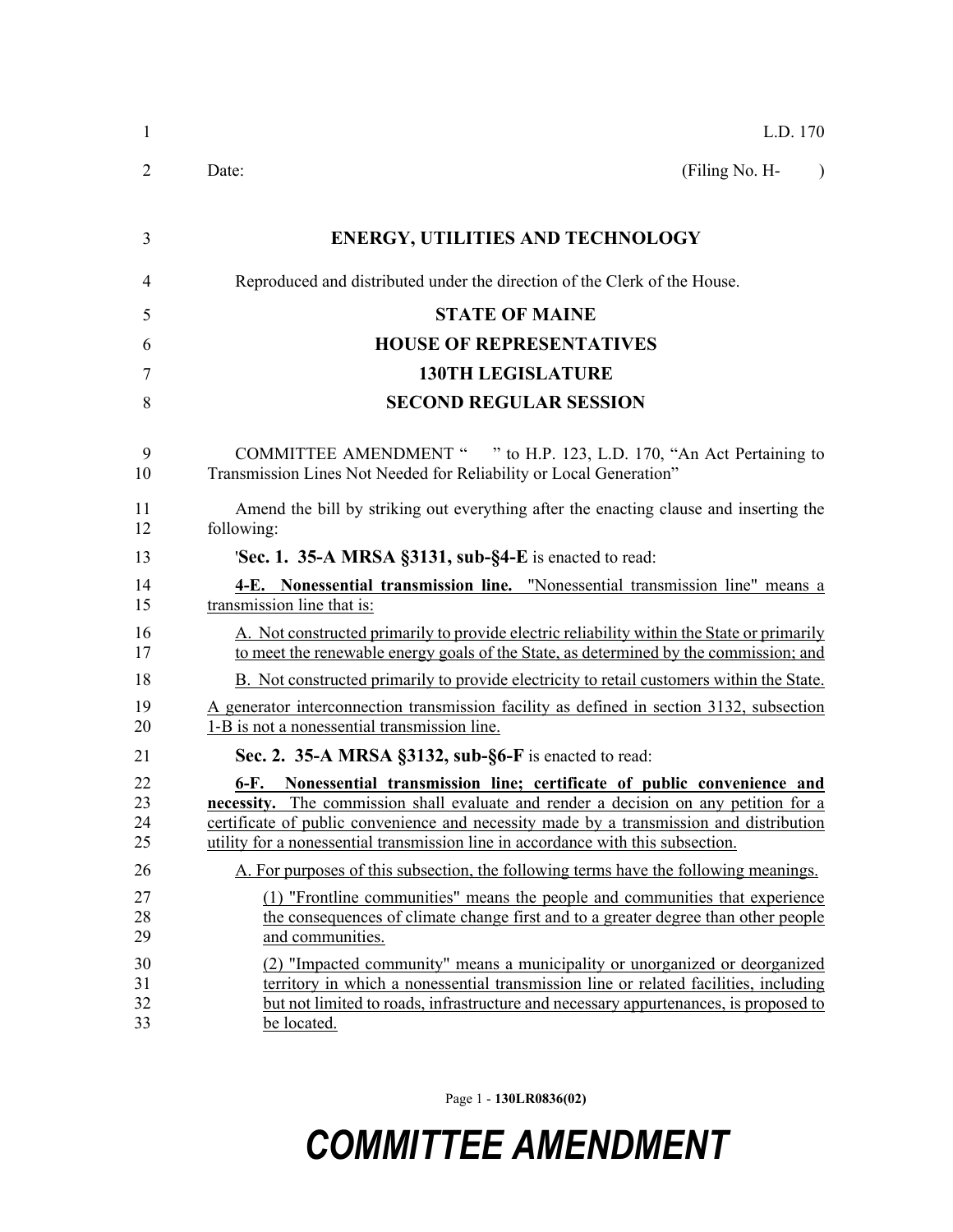L.D. 170

Date: (Filing No. H- )

**ENERGY, UTILITIES AND TECHNOLOGY**

Reproduced and distributed under the direction of the Clerk of the House.

**STATE OF MAINE**

**HOUSE OF REPRESENTATIVES**

**130TH LEGISLATURE**

**SECOND REGULAR SESSION**

COMMITTEE AMENDMENT " " to H.P. 123, L.D. 170, "An Act Pertaining to Transmission Lines Not Needed for Reliability or Local Generation"

Amend the bill by striking out everything after the enacting clause and inserting the following:

'**Sec. 1. 35-A MRSA §3131, sub-§4-E** is enacted to read:

**4-E. Nonessential transmission line.** "Nonessential transmission line" means a transmission line that is:

A. Not constructed primarily to provide electric reliability within the State or primarily to meet the renewable energy goals of the State, as determined by the commission; and

B. Not constructed primarily to provide electricity to retail customers within the State.

A generator interconnection transmission facility as defined in section 3132, subsection 1-B is not a nonessential transmission line.

**Sec. 2. 35-A MRSA §3132, sub-§6-F** is enacted to read:

**6-F. Nonessential transmission line; certificate of public convenience and necessity.** The commission shall evaluate and render a decision on any petition for a certificate of public convenience and necessity made by a transmission and distribution utility for a nonessential transmission line in accordance with this subsection.

A. For purposes of this subsection, the following terms have the following meanings.

(1) "Frontline communities" means the people and communities that experience the consequences of climate change first and to a greater degree than other people and communities.

(2) "Impacted community" means a municipality or unorganized or deorganized territory in which a nonessential transmission line or related facilities, including but not limited to roads, infrastructure and necessary appurtenances, is proposed to be located.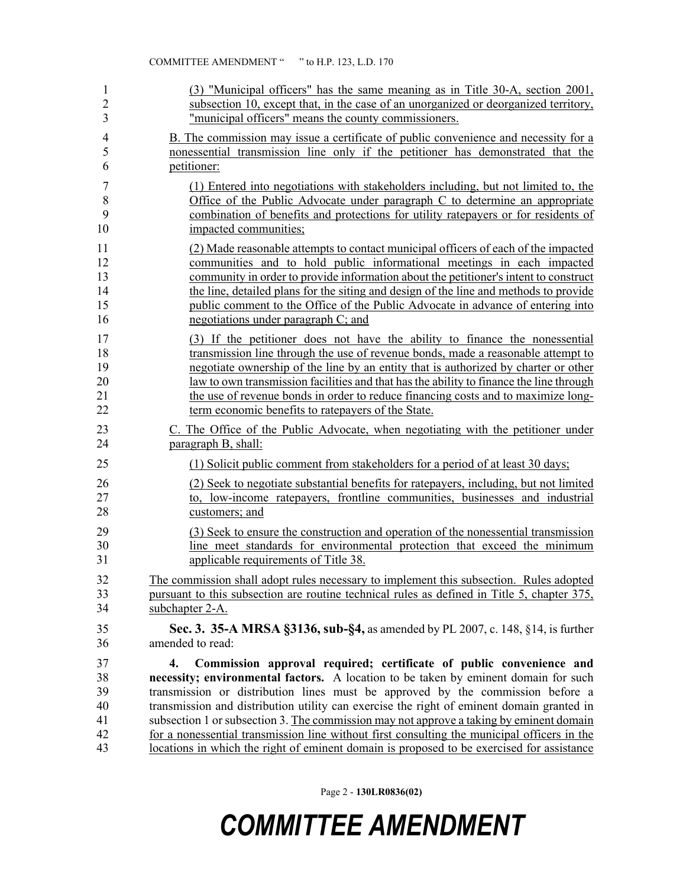(3) "Municipal officers" has the same meaning as in Title 30-A, section 2001, subsection 10, except that, in the case of an unorganized or deorganized territory, "municipal officers" means the county commissioners.

B. The commission may issue a certificate of public convenience and necessity for a nonessential transmission line only if the petitioner has demonstrated that the petitioner:

(1) Entered into negotiations with stakeholders including, but not limited to, the Office of the Public Advocate under paragraph C to determine an appropriate combination of benefits and protections for utility ratepayers or for residents of impacted communities;

(2) Made reasonable attempts to contact municipal officers of each of the impacted communities and to hold public informational meetings in each impacted community in order to provide information about the petitioner's intent to construct the line, detailed plans for the siting and design of the line and methods to provide public comment to the Office of the Public Advocate in advance of entering into negotiations under paragraph C; and

(3) If the petitioner does not have the ability to finance the nonessential transmission line through the use of revenue bonds, made a reasonable attempt to negotiate ownership of the line by an entity that is authorized by charter or other law to own transmission facilities and that has the ability to finance the line through the use of revenue bonds in order to reduce financing costs and to maximize long-term economic benefits to ratepayers of the State.

C. The Office of the Public Advocate, when negotiating with the petitioner under paragraph B, shall:

(1) Solicit public comment from stakeholders for a period of at least 30 days;

(2) Seek to negotiate substantial benefits for ratepayers, including, but not limited to, low-income ratepayers, frontline communities, businesses and industrial customers; and

(3) Seek to ensure the construction and operation of the nonessential transmission line meet standards for environmental protection that exceed the minimum applicable requirements of Title 38.

The commission shall adopt rules necessary to implement this subsection. Rules adopted pursuant to this subsection are routine technical rules as defined in Title 5, chapter 375, subchapter 2-A.

**Sec. 3. 35-A MRSA §3136, sub-§4,** as amended by PL 2007, c. 148, §14, is further amended to read:

**4. Commission approval required; certificate of public convenience and necessity; environmental factors.** A location to be taken by eminent domain for such transmission or distribution lines must be approved by the commission before a transmission and distribution utility can exercise the right of eminent domain granted in subsection 1 or subsection 3. The commission may not approve a taking by eminent domain for a nonessential transmission line without first consulting the municipal officers in the locations in which the right of eminent domain is proposed to be exercised for assistance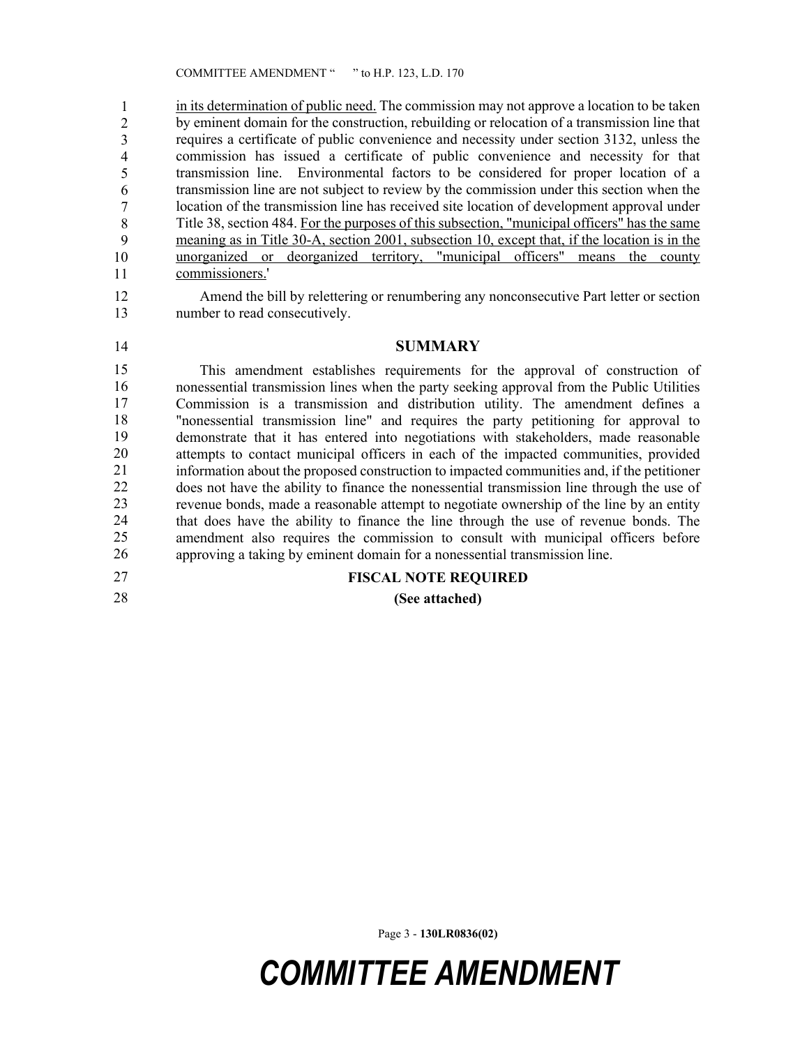in its determination of public need. The commission may not approve a location to be taken by eminent domain for the construction, rebuilding or relocation of a transmission line that requires a certificate of public convenience and necessity under section 3132, unless the commission has issued a certificate of public convenience and necessity for that transmission line. Environmental factors to be considered for proper location of a transmission line are not subject to review by the commission under this section when the location of the transmission line has received site location of development approval under Title 38, section 484. For the purposes of this subsection, "municipal officers" has the same meaning as in Title 30-A, section 2001, subsection 10, except that, if the location is in the unorganized or deorganized territory, "municipal officers" means the county commissioners.'

Amend the bill by relettering or renumbering any nonconsecutive Part letter or section number to read consecutively.

## SUMMARY

This amendment establishes requirements for the approval of construction of nonessential transmission lines when the party seeking approval from the Public Utilities Commission is a transmission and distribution utility. The amendment defines a "nonessential transmission line" and requires the party petitioning for approval to demonstrate that it has entered into negotiations with stakeholders, made reasonable attempts to contact municipal officers in each of the impacted communities, provided information about the proposed construction to impacted communities and, if the petitioner does not have the ability to finance the nonessential transmission line through the use of revenue bonds, made a reasonable attempt to negotiate ownership of the line by an entity that does have the ability to finance the line through the use of revenue bonds. The amendment also requires the commission to consult with municipal officers before approving a taking by eminent domain for a nonessential transmission line.

**FISCAL NOTE REQUIRED**

**(See attached)**